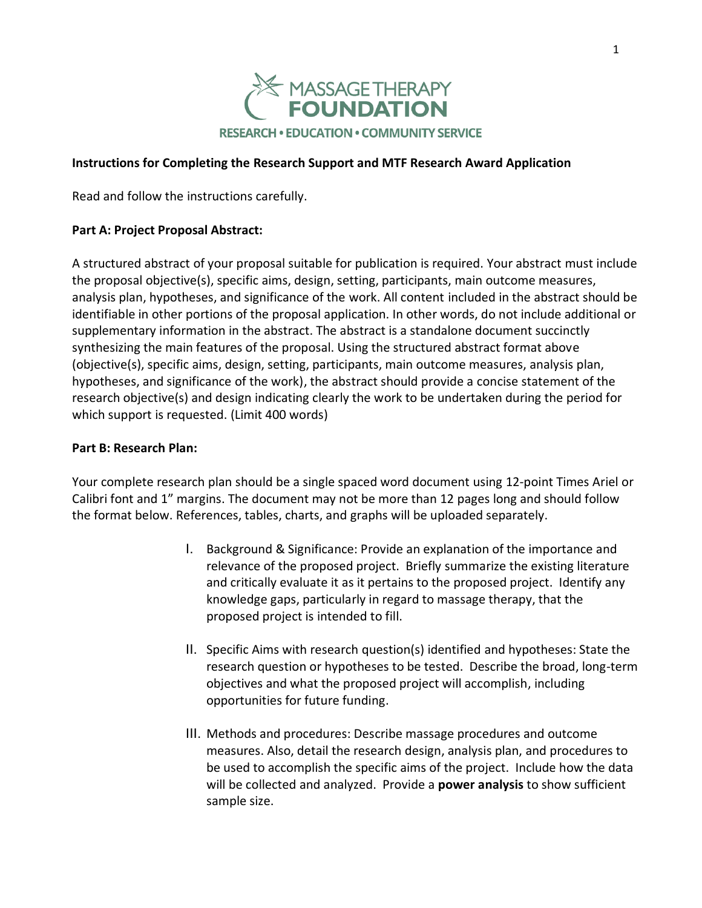MASSAGE THERAPY FOUNDATION

RESEARCH • EDUCATION • COMMUNITY SERVICE

**Instructions for Completing the Research Support and MTF Research Award Application**

Read and follow the instructions carefully.

**Part A: Project Proposal Abstract:**

A structured abstract of your proposal suitable for publication is required. Your abstract must include the proposal objective(s), specific aims, design, setting, participants, main outcome measures, analysis plan, hypotheses, and significance of the work. All content included in the abstract should be identifiable in other portions of the proposal application. In other words, do not include additional or supplementary information in the abstract. The abstract is a standalone document succinctly synthesizing the main features of the proposal. Using the structured abstract format above (objective(s), specific aims, design, setting, participants, main outcome measures, analysis plan, hypotheses, and significance of the work), the abstract should provide a concise statement of the research objective(s) and design indicating clearly the work to be undertaken during the period for which support is requested. (Limit 400 words)

**Part B: Research Plan:**

Your complete research plan should be a single spaced word document using 12-point Times Ariel or Calibri font and 1" margins. The document may not be more than 12 pages long and should follow the format below. References, tables, charts, and graphs will be uploaded separately.

I. Background & Significance: Provide an explanation of the importance and relevance of the proposed project. Briefly summarize the existing literature and critically evaluate it as it pertains to the proposed project. Identify any knowledge gaps, particularly in regard to massage therapy, that the proposed project is intended to fill.

II. Specific Aims with research question(s) identified and hypotheses: State the research question or hypotheses to be tested. Describe the broad, long-term objectives and what the proposed project will accomplish, including opportunities for future funding.

III. Methods and procedures: Describe massage procedures and outcome measures. Also, detail the research design, analysis plan, and procedures to be used to accomplish the specific aims of the project. Include how the data will be collected and analyzed. Provide a **power analysis** to show sufficient sample size.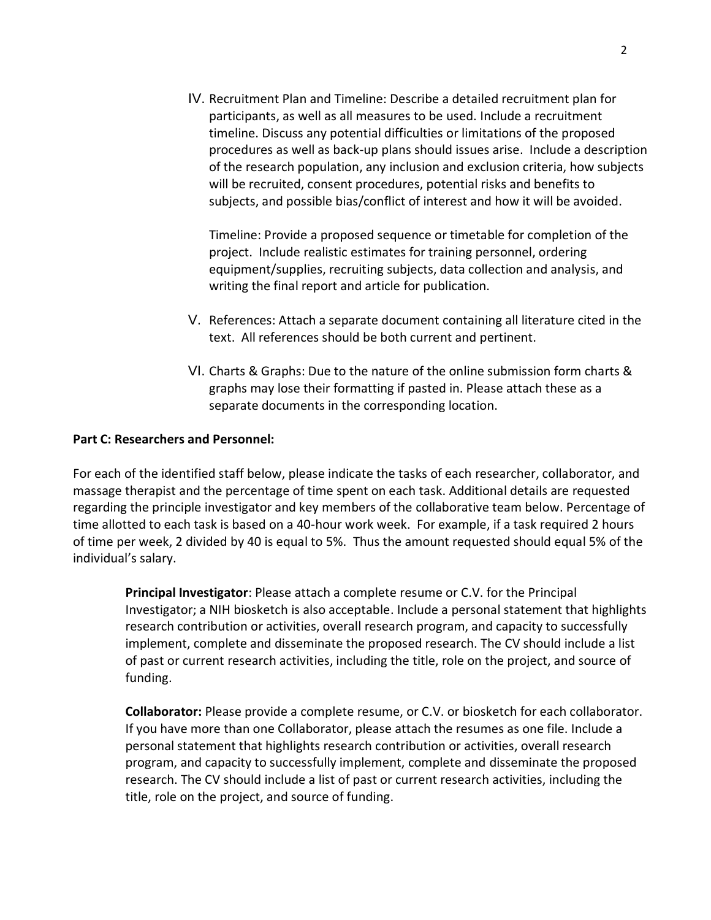IV. Recruitment Plan and Timeline: Describe a detailed recruitment plan for participants, as well as all measures to be used. Include a recruitment timeline. Discuss any potential difficulties or limitations of the proposed procedures as well as back-up plans should issues arise. Include a description of the research population, any inclusion and exclusion criteria, how subjects will be recruited, consent procedures, potential risks and benefits to subjects, and possible bias/conflict of interest and how it will be avoided.

   Timeline: Provide a proposed sequence or timetable for completion of the project. Include realistic estimates for training personnel, ordering equipment/supplies, recruiting subjects, data collection and analysis, and writing the final report and article for publication.

V. References: Attach a separate document containing all literature cited in the text. All references should be both current and pertinent.

VI. Charts & Graphs: Due to the nature of the online submission form charts & graphs may lose their formatting if pasted in. Please attach these as a separate documents in the corresponding location.

**Part C: Researchers and Personnel:**

For each of the identified staff below, please indicate the tasks of each researcher, collaborator, and massage therapist and the percentage of time spent on each task. Additional details are requested regarding the principle investigator and key members of the collaborative team below. Percentage of time allotted to each task is based on a 40-hour work week. For example, if a task required 2 hours of time per week, 2 divided by 40 is equal to 5%. Thus the amount requested should equal 5% of the individual's salary.

**Principal Investigator**: Please attach a complete resume or C.V. for the Principal Investigator; a NIH biosketch is also acceptable. Include a personal statement that highlights research contribution or activities, overall research program, and capacity to successfully implement, complete and disseminate the proposed research. The CV should include a list of past or current research activities, including the title, role on the project, and source of funding.

**Collaborator:** Please provide a complete resume, or C.V. or biosketch for each collaborator. If you have more than one Collaborator, please attach the resumes as one file. Include a personal statement that highlights research contribution or activities, overall research program, and capacity to successfully implement, complete and disseminate the proposed research. The CV should include a list of past or current research activities, including the title, role on the project, and source of funding.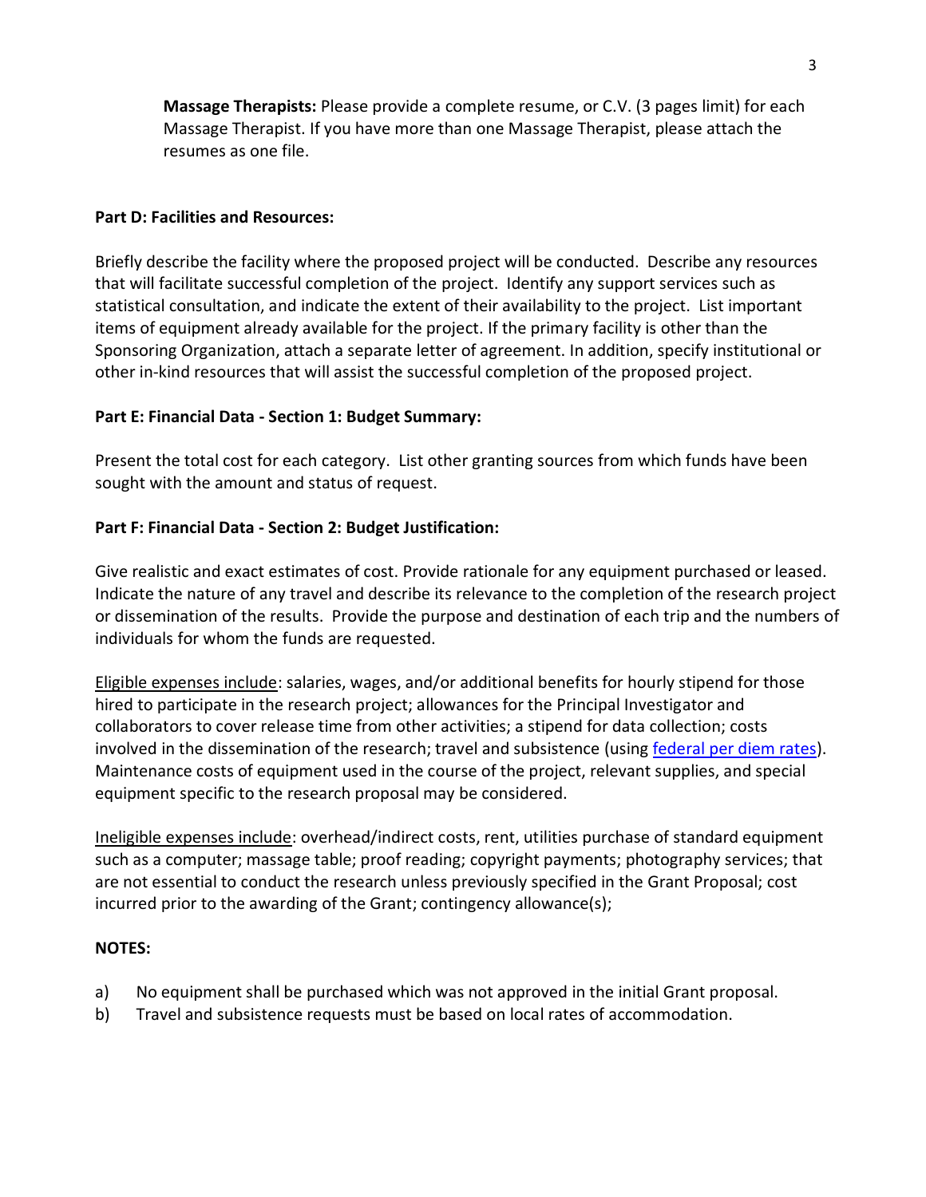**Massage Therapists:** Please provide a complete resume, or C.V. (3 pages limit) for each Massage Therapist. If you have more than one Massage Therapist, please attach the resumes as one file.

**Part D: Facilities and Resources:**

Briefly describe the facility where the proposed project will be conducted. Describe any resources that will facilitate successful completion of the project. Identify any support services such as statistical consultation, and indicate the extent of their availability to the project. List important items of equipment already available for the project. If the primary facility is other than the Sponsoring Organization, attach a separate letter of agreement. In addition, specify institutional or other in-kind resources that will assist the successful completion of the proposed project.

**Part E: Financial Data - Section 1: Budget Summary:**

Present the total cost for each category. List other granting sources from which funds have been sought with the amount and status of request.

**Part F: Financial Data - Section 2: Budget Justification:**

Give realistic and exact estimates of cost. Provide rationale for any equipment purchased or leased. Indicate the nature of any travel and describe its relevance to the completion of the research project or dissemination of the results. Provide the purpose and destination of each trip and the numbers of individuals for whom the funds are requested.

Eligible expenses include: salaries, wages, and/or additional benefits for hourly stipend for those hired to participate in the research project; allowances for the Principal Investigator and collaborators to cover release time from other activities; a stipend for data collection; costs involved in the dissemination of the research; travel and subsistence (using federal per diem rates). Maintenance costs of equipment used in the course of the project, relevant supplies, and special equipment specific to the research proposal may be considered.

Ineligible expenses include: overhead/indirect costs, rent, utilities purchase of standard equipment such as a computer; massage table; proof reading; copyright payments; photography services; that are not essential to conduct the research unless previously specified in the Grant Proposal; cost incurred prior to the awarding of the Grant; contingency allowance(s);

**NOTES:**

a) No equipment shall be purchased which was not approved in the initial Grant proposal.
b) Travel and subsistence requests must be based on local rates of accommodation.